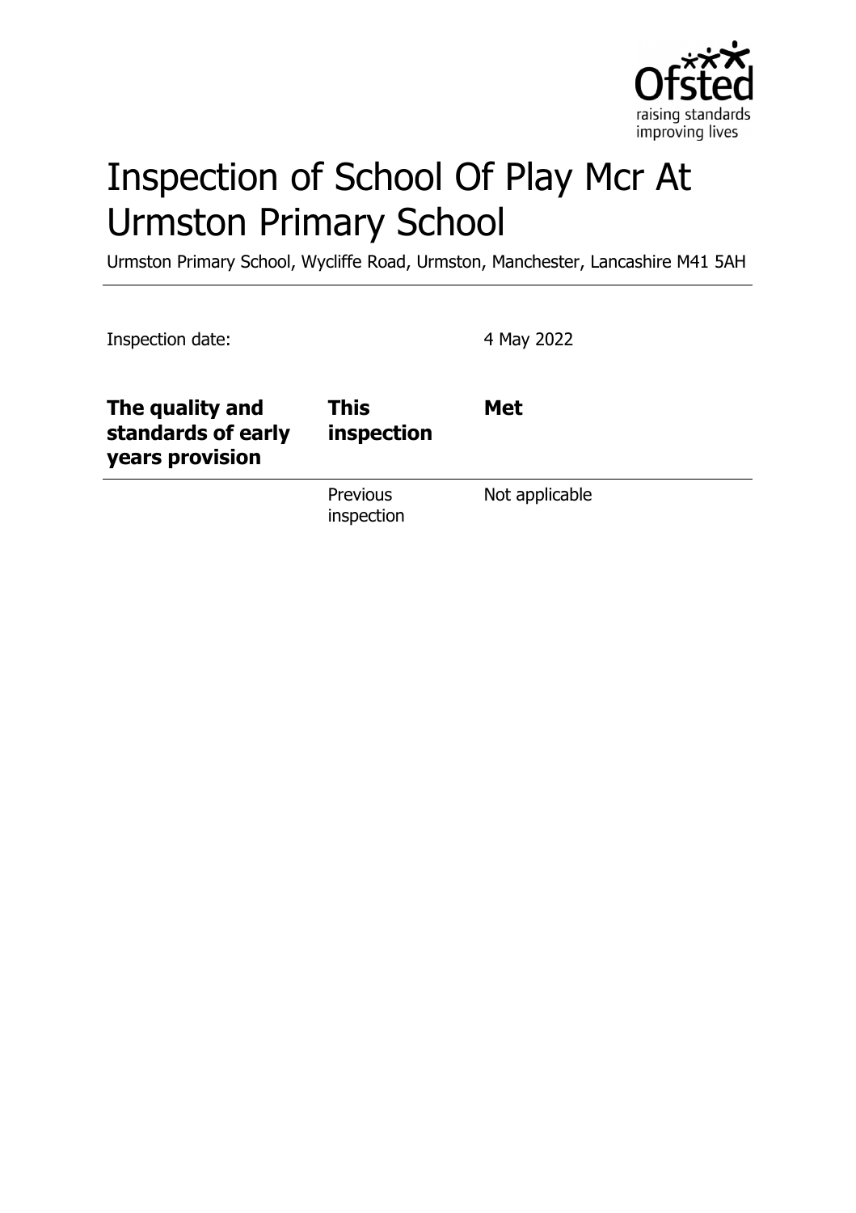# Inspection of School Of Play Mcr At Urmston Primary School

Urmston Primary School, Wycliffe Road, Urmston, Manchester, Lancashire M41 5AH

Inspection date: 4 May 2022

| **The quality and standards of early years provision** | **This inspection** | **Met** |
|---|---|---|
| | Previous inspection | Not applicable |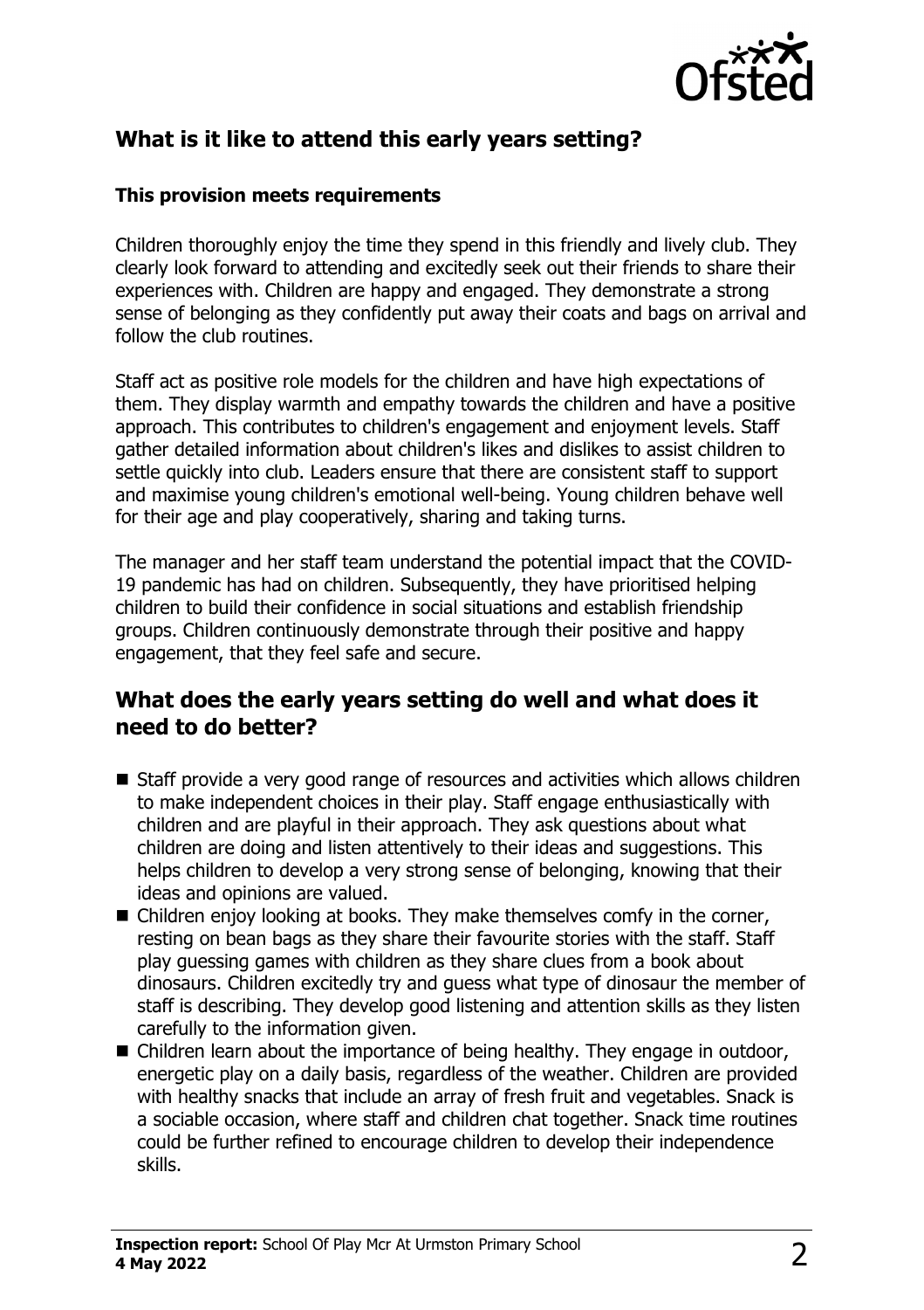## What is it like to attend this early years setting?

### This provision meets requirements

Children thoroughly enjoy the time they spend in this friendly and lively club. They clearly look forward to attending and excitedly seek out their friends to share their experiences with. Children are happy and engaged. They demonstrate a strong sense of belonging as they confidently put away their coats and bags on arrival and follow the club routines.

Staff act as positive role models for the children and have high expectations of them. They display warmth and empathy towards the children and have a positive approach. This contributes to children's engagement and enjoyment levels. Staff gather detailed information about children's likes and dislikes to assist children to settle quickly into club. Leaders ensure that there are consistent staff to support and maximise young children's emotional well-being. Young children behave well for their age and play cooperatively, sharing and taking turns.

The manager and her staff team understand the potential impact that the COVID-19 pandemic has had on children. Subsequently, they have prioritised helping children to build their confidence in social situations and establish friendship groups. Children continuously demonstrate through their positive and happy engagement, that they feel safe and secure.

## What does the early years setting do well and what does it need to do better?

- Staff provide a very good range of resources and activities which allows children to make independent choices in their play. Staff engage enthusiastically with children and are playful in their approach. They ask questions about what children are doing and listen attentively to their ideas and suggestions. This helps children to develop a very strong sense of belonging, knowing that their ideas and opinions are valued.
- Children enjoy looking at books. They make themselves comfy in the corner, resting on bean bags as they share their favourite stories with the staff. Staff play guessing games with children as they share clues from a book about dinosaurs. Children excitedly try and guess what type of dinosaur the member of staff is describing. They develop good listening and attention skills as they listen carefully to the information given.
- Children learn about the importance of being healthy. They engage in outdoor, energetic play on a daily basis, regardless of the weather. Children are provided with healthy snacks that include an array of fresh fruit and vegetables. Snack is a sociable occasion, where staff and children chat together. Snack time routines could be further refined to encourage children to develop their independence skills.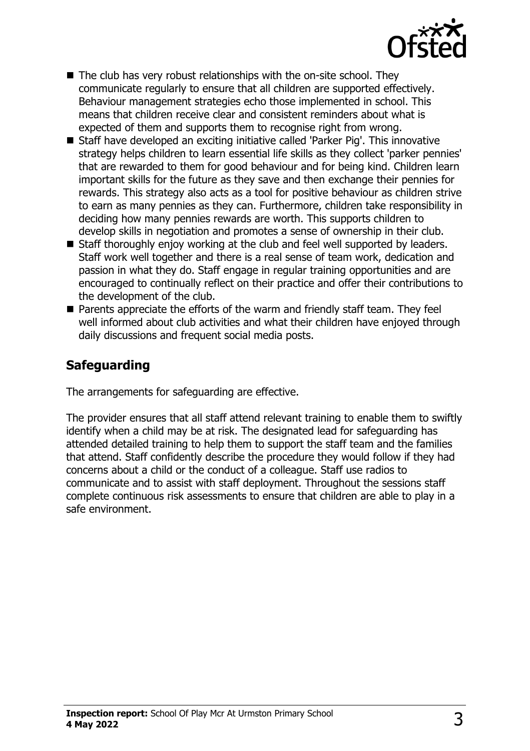- The club has very robust relationships with the on-site school. They communicate regularly to ensure that all children are supported effectively. Behaviour management strategies echo those implemented in school. This means that children receive clear and consistent reminders about what is expected of them and supports them to recognise right from wrong.
- Staff have developed an exciting initiative called 'Parker Pig'. This innovative strategy helps children to learn essential life skills as they collect 'parker pennies' that are rewarded to them for good behaviour and for being kind. Children learn important skills for the future as they save and then exchange their pennies for rewards. This strategy also acts as a tool for positive behaviour as children strive to earn as many pennies as they can. Furthermore, children take responsibility in deciding how many pennies rewards are worth. This supports children to develop skills in negotiation and promotes a sense of ownership in their club.
- Staff thoroughly enjoy working at the club and feel well supported by leaders. Staff work well together and there is a real sense of team work, dedication and passion in what they do. Staff engage in regular training opportunities and are encouraged to continually reflect on their practice and offer their contributions to the development of the club.
- Parents appreciate the efforts of the warm and friendly staff team. They feel well informed about club activities and what their children have enjoyed through daily discussions and frequent social media posts.

## Safeguarding

The arrangements for safeguarding are effective.

The provider ensures that all staff attend relevant training to enable them to swiftly identify when a child may be at risk. The designated lead for safeguarding has attended detailed training to help them to support the staff team and the families that attend. Staff confidently describe the procedure they would follow if they had concerns about a child or the conduct of a colleague. Staff use radios to communicate and to assist with staff deployment. Throughout the sessions staff complete continuous risk assessments to ensure that children are able to play in a safe environment.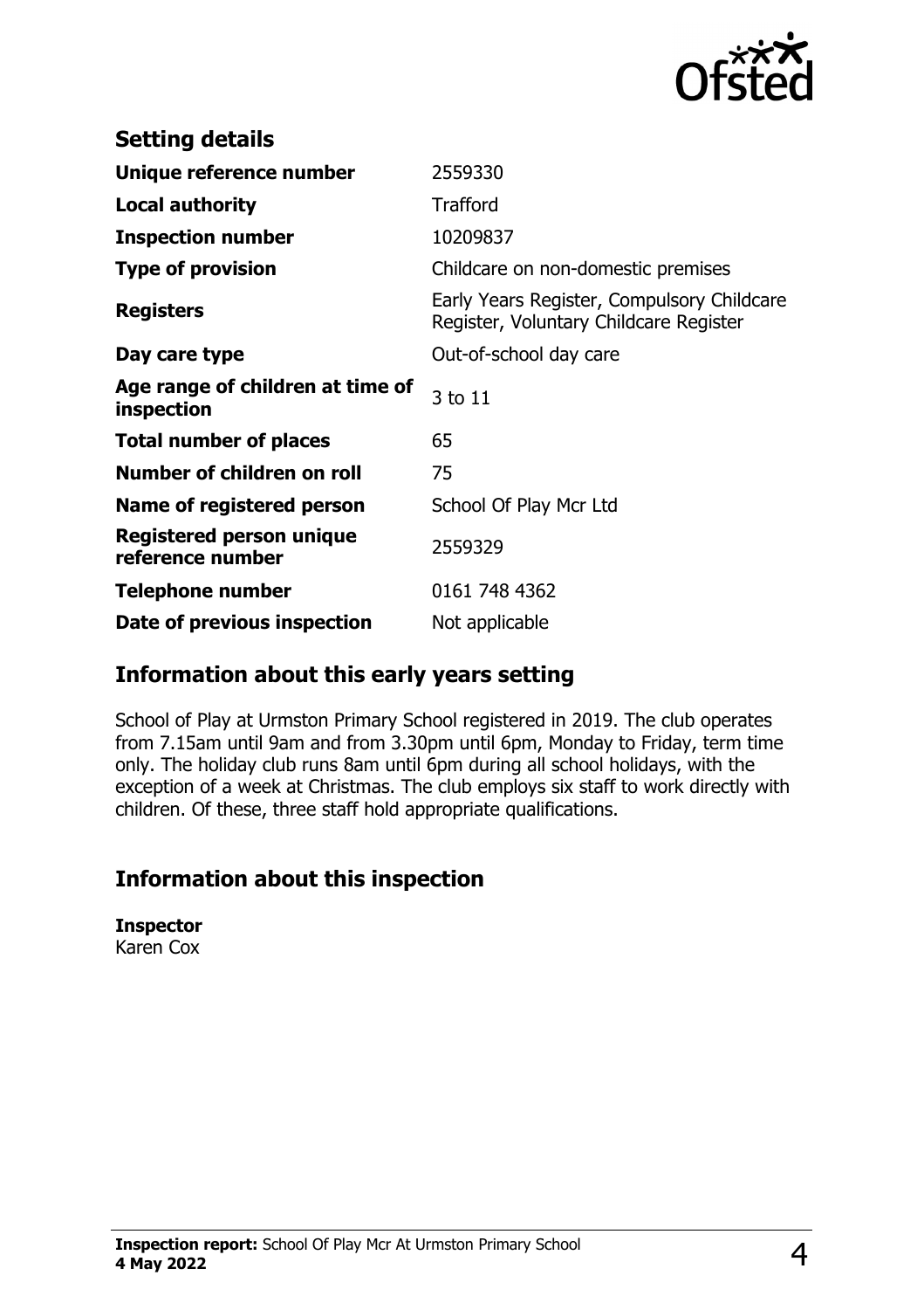## Setting details

| | |
|---|---|
| **Unique reference number** | 2559330 |
| **Local authority** | Trafford |
| **Inspection number** | 10209837 |
| **Type of provision** | Childcare on non-domestic premises |
| **Registers** | Early Years Register, Compulsory Childcare Register, Voluntary Childcare Register |
| **Day care type** | Out-of-school day care |
| **Age range of children at time of inspection** | 3 to 11 |
| **Total number of places** | 65 |
| **Number of children on roll** | 75 |
| **Name of registered person** | School Of Play Mcr Ltd |
| **Registered person unique reference number** | 2559329 |
| **Telephone number** | 0161 748 4362 |
| **Date of previous inspection** | Not applicable |

## Information about this early years setting

School of Play at Urmston Primary School registered in 2019. The club operates from 7.15am until 9am and from 3.30pm until 6pm, Monday to Friday, term time only. The holiday club runs 8am until 6pm during all school holidays, with the exception of a week at Christmas. The club employs six staff to work directly with children. Of these, three staff hold appropriate qualifications.

## Information about this inspection

**Inspector**
Karen Cox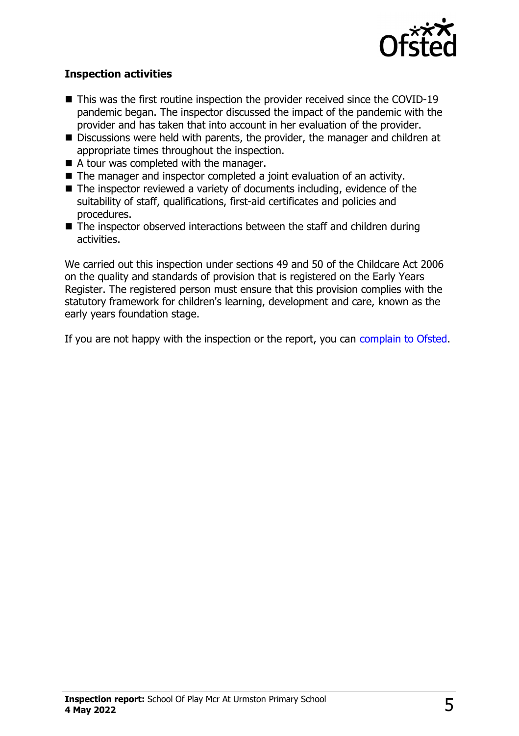## Inspection activities

- This was the first routine inspection the provider received since the COVID-19 pandemic began. The inspector discussed the impact of the pandemic with the provider and has taken that into account in her evaluation of the provider.
- Discussions were held with parents, the provider, the manager and children at appropriate times throughout the inspection.
- A tour was completed with the manager.
- The manager and inspector completed a joint evaluation of an activity.
- The inspector reviewed a variety of documents including, evidence of the suitability of staff, qualifications, first-aid certificates and policies and procedures.
- The inspector observed interactions between the staff and children during activities.

We carried out this inspection under sections 49 and 50 of the Childcare Act 2006 on the quality and standards of provision that is registered on the Early Years Register. The registered person must ensure that this provision complies with the statutory framework for children's learning, development and care, known as the early years foundation stage.

If you are not happy with the inspection or the report, you can complain to Ofsted.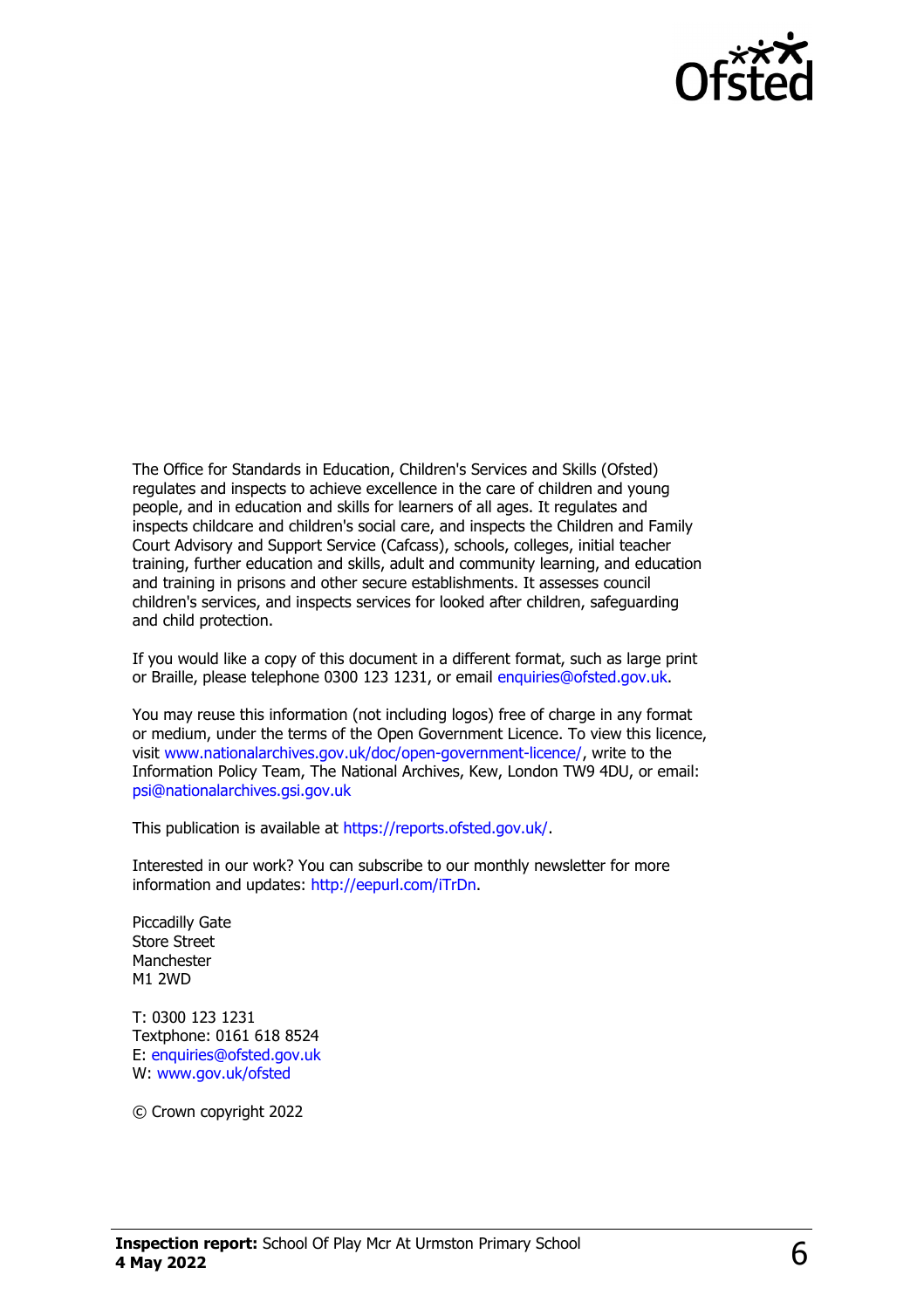The Office for Standards in Education, Children's Services and Skills (Ofsted) regulates and inspects to achieve excellence in the care of children and young people, and in education and skills for learners of all ages. It regulates and inspects childcare and children's social care, and inspects the Children and Family Court Advisory and Support Service (Cafcass), schools, colleges, initial teacher training, further education and skills, adult and community learning, and education and training in prisons and other secure establishments. It assesses council children's services, and inspects services for looked after children, safeguarding and child protection.

If you would like a copy of this document in a different format, such as large print or Braille, please telephone 0300 123 1231, or email enquiries@ofsted.gov.uk.

You may reuse this information (not including logos) free of charge in any format or medium, under the terms of the Open Government Licence. To view this licence, visit www.nationalarchives.gov.uk/doc/open-government-licence/, write to the Information Policy Team, The National Archives, Kew, London TW9 4DU, or email: psi@nationalarchives.gsi.gov.uk

This publication is available at https://reports.ofsted.gov.uk/.

Interested in our work? You can subscribe to our monthly newsletter for more information and updates: http://eepurl.com/iTrDn.

Piccadilly Gate
Store Street
Manchester
M1 2WD

T: 0300 123 1231
Textphone: 0161 618 8524
E: enquiries@ofsted.gov.uk
W: www.gov.uk/ofsted

© Crown copyright 2022